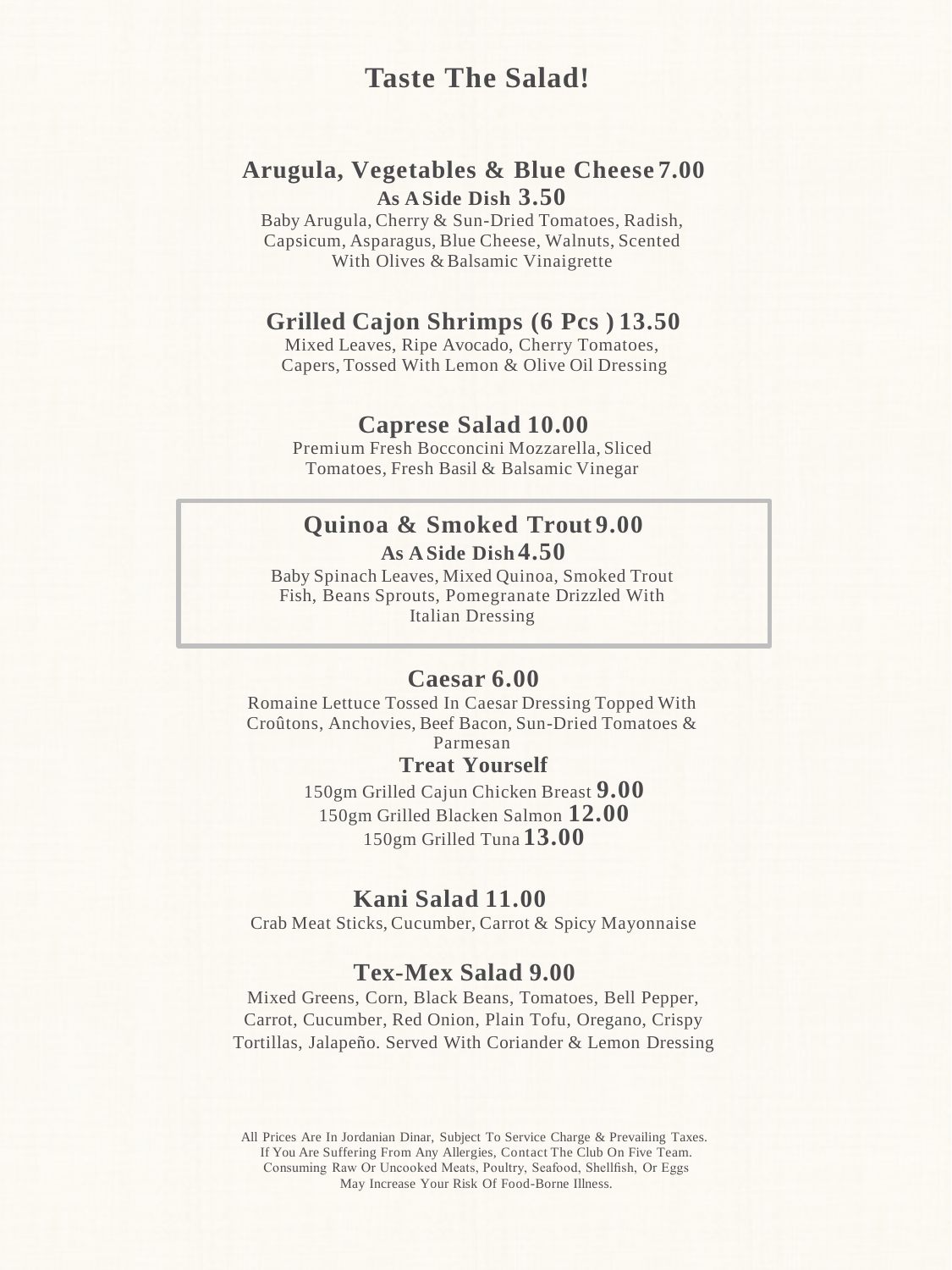# Taste The Salad!

## Arugula, Vegetables & Blue Cheese 7.00

**As A Side Dish 3.50**

Baby Arugula, Cherry & Sun-Dried Tomatoes, Radish, Capsicum, Asparagus, Blue Cheese, Walnuts, Scented With Olives & Balsamic Vinaigrette

## Grilled Cajon Shrimps (6 Pcs ) 13.50

Mixed Leaves, Ripe Avocado, Cherry Tomatoes, Capers, Tossed With Lemon & Olive Oil Dressing

## Caprese Salad 10.00

Premium Fresh Bocconcini Mozzarella, Sliced Tomatoes, Fresh Basil & Balsamic Vinegar

## Quinoa & Smoked Trout 9.00

**As A Side Dish 4.50**

Baby Spinach Leaves, Mixed Quinoa, Smoked Trout Fish, Beans Sprouts, Pomegranate Drizzled With Italian Dressing

## Caesar 6.00

Romaine Lettuce Tossed In Caesar Dressing Topped With Croûtons, Anchovies, Beef Bacon, Sun-Dried Tomatoes & Parmesan

**Treat Yourself**

150gm Grilled Cajun Chicken Breast **9.00**

150gm Grilled Blacken Salmon **12.00**

150gm Grilled Tuna **13.00**

## Kani Salad 11.00

Crab Meat Sticks, Cucumber, Carrot & Spicy Mayonnaise

## Tex-Mex Salad 9.00

Mixed Greens, Corn, Black Beans, Tomatoes, Bell Pepper, Carrot, Cucumber, Red Onion, Plain Tofu, Oregano, Crispy Tortillas, Jalapeño. Served With Coriander & Lemon Dressing

All Prices Are In Jordanian Dinar, Subject To Service Charge & Prevailing Taxes.
If You Are Suffering From Any Allergies, Contact The Club On Five Team.
Consuming Raw Or Uncooked Meats, Poultry, Seafood, Shellfish, Or Eggs May Increase Your Risk Of Food-Borne Illness.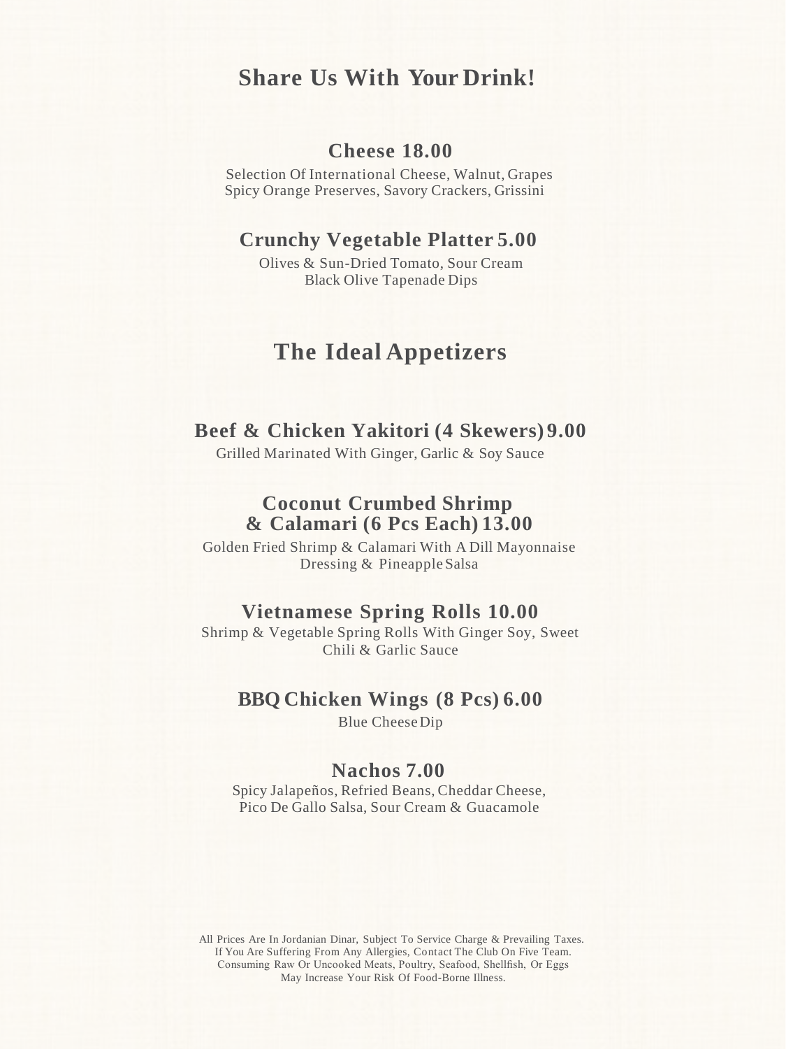# Share Us With Your Drink!

### Cheese 18.00

Selection Of International Cheese, Walnut, Grapes
Spicy Orange Preserves, Savory Crackers, Grissini

### Crunchy Vegetable Platter 5.00

Olives & Sun-Dried Tomato, Sour Cream
Black Olive Tapenade Dips

# The Ideal Appetizers

### Beef & Chicken Yakitori (4 Skewers) 9.00

Grilled Marinated With Ginger, Garlic & Soy Sauce

### Coconut Crumbed Shrimp & Calamari (6 Pcs Each) 13.00

Golden Fried Shrimp & Calamari With A Dill Mayonnaise
Dressing & Pineapple Salsa

### Vietnamese Spring Rolls 10.00

Shrimp & Vegetable Spring Rolls With Ginger Soy, Sweet
Chili & Garlic Sauce

### BBQ Chicken Wings (8 Pcs) 6.00

Blue Cheese Dip

### Nachos 7.00

Spicy Jalapeños, Refried Beans, Cheddar Cheese,
Pico De Gallo Salsa, Sour Cream & Guacamole

All Prices Are In Jordanian Dinar, Subject To Service Charge & Prevailing Taxes.
If You Are Suffering From Any Allergies, Contact The Club On Five Team.
Consuming Raw Or Uncooked Meats, Poultry, Seafood, Shellfish, Or Eggs
May Increase Your Risk Of Food-Borne Illness.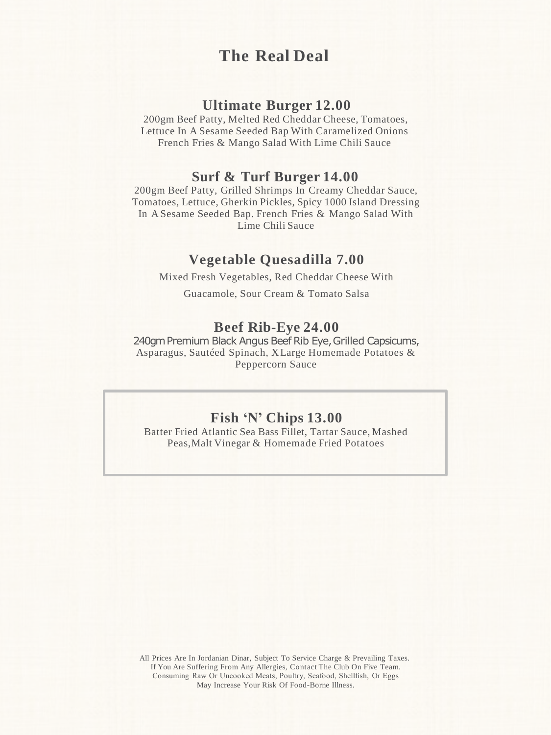# The Real Deal

## Ultimate Burger 12.00

200gm Beef Patty, Melted Red Cheddar Cheese, Tomatoes, Lettuce In A Sesame Seeded Bap With Caramelized Onions French Fries & Mango Salad With Lime Chili Sauce

## Surf & Turf Burger 14.00

200gm Beef Patty, Grilled Shrimps In Creamy Cheddar Sauce, Tomatoes, Lettuce, Gherkin Pickles, Spicy 1000 Island Dressing In A Sesame Seeded Bap. French Fries & Mango Salad With Lime Chili Sauce

## Vegetable Quesadilla 7.00

Mixed Fresh Vegetables, Red Cheddar Cheese With

Guacamole, Sour Cream & Tomato Salsa

## Beef Rib-Eye 24.00

240gm Premium Black Angus Beef Rib Eye, Grilled Capsicums, Asparagus, Sautéed Spinach, X Large Homemade Potatoes & Peppercorn Sauce

## Fish 'N' Chips 13.00

Batter Fried Atlantic Sea Bass Fillet, Tartar Sauce, Mashed Peas, Malt Vinegar & Homemade Fried Potatoes

All Prices Are In Jordanian Dinar, Subject To Service Charge & Prevailing Taxes.
If You Are Suffering From Any Allergies, Contact The Club On Five Team.
Consuming Raw Or Uncooked Meats, Poultry, Seafood, Shellfish, Or Eggs
May Increase Your Risk Of Food-Borne Illness.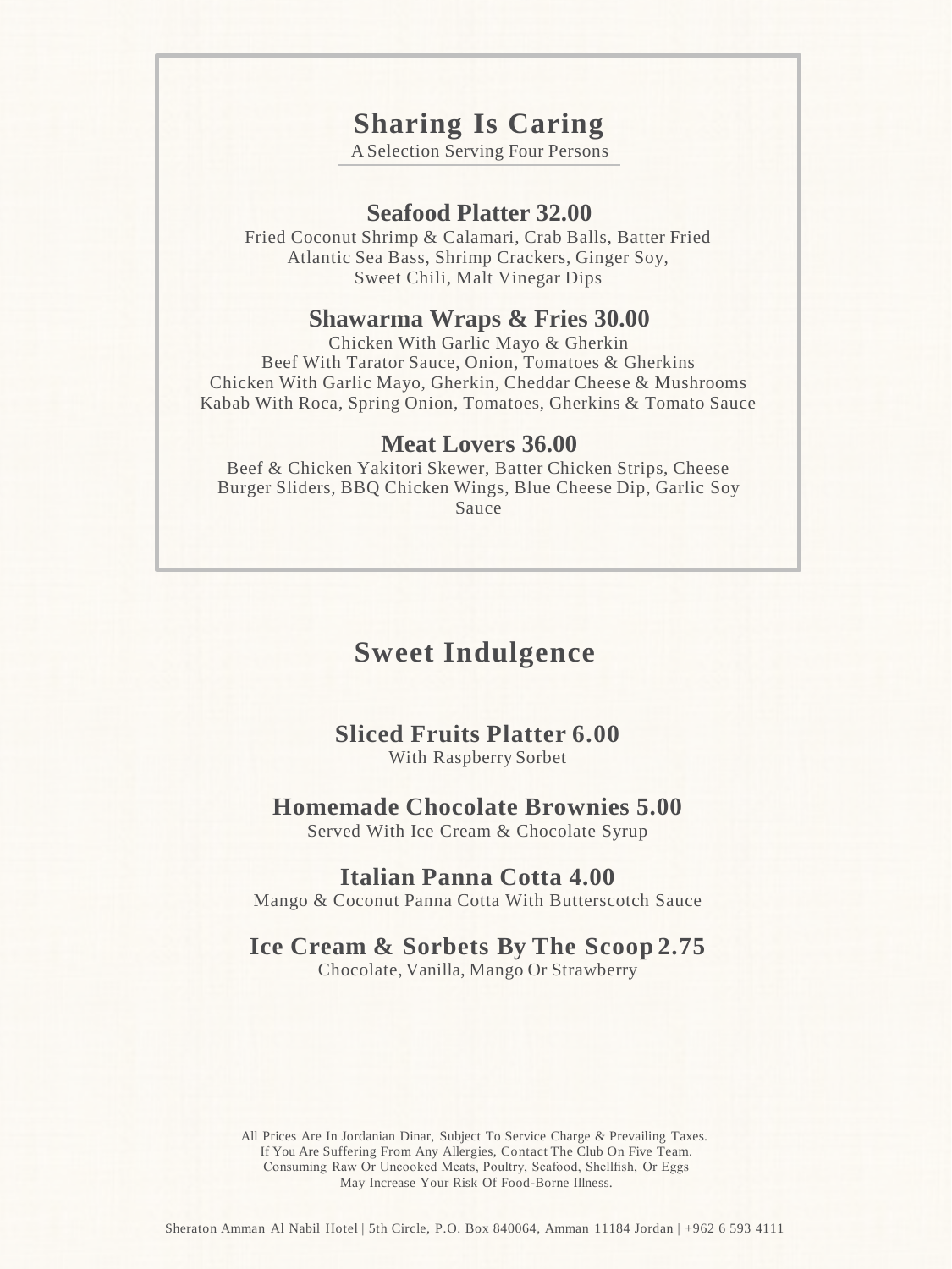## Sharing Is Caring

A Selection Serving Four Persons

### Seafood Platter 32.00

Fried Coconut Shrimp & Calamari, Crab Balls, Batter Fried Atlantic Sea Bass, Shrimp Crackers, Ginger Soy, Sweet Chili, Malt Vinegar Dips

### Shawarma Wraps & Fries 30.00

Chicken With Garlic Mayo & Gherkin
Beef With Tarator Sauce, Onion, Tomatoes & Gherkins
Chicken With Garlic Mayo, Gherkin, Cheddar Cheese & Mushrooms
Kabab With Roca, Spring Onion, Tomatoes, Gherkins & Tomato Sauce

### Meat Lovers 36.00

Beef & Chicken Yakitori Skewer, Batter Chicken Strips, Cheese Burger Sliders, BBQ Chicken Wings, Blue Cheese Dip, Garlic Soy Sauce

## Sweet Indulgence

### Sliced Fruits Platter 6.00

With Raspberry Sorbet

### Homemade Chocolate Brownies 5.00

Served With Ice Cream & Chocolate Syrup

### Italian Panna Cotta 4.00

Mango & Coconut Panna Cotta With Butterscotch Sauce

### Ice Cream & Sorbets By The Scoop 2.75

Chocolate, Vanilla, Mango Or Strawberry

All Prices Are In Jordanian Dinar, Subject To Service Charge & Prevailing Taxes.
If You Are Suffering From Any Allergies, Contact The Club On Five Team.
Consuming Raw Or Uncooked Meats, Poultry, Seafood, Shellfish, Or Eggs May Increase Your Risk Of Food-Borne Illness.

Sheraton Amman Al Nabil Hotel | 5th Circle, P.O. Box 840064, Amman 11184 Jordan | +962 6 593 4111